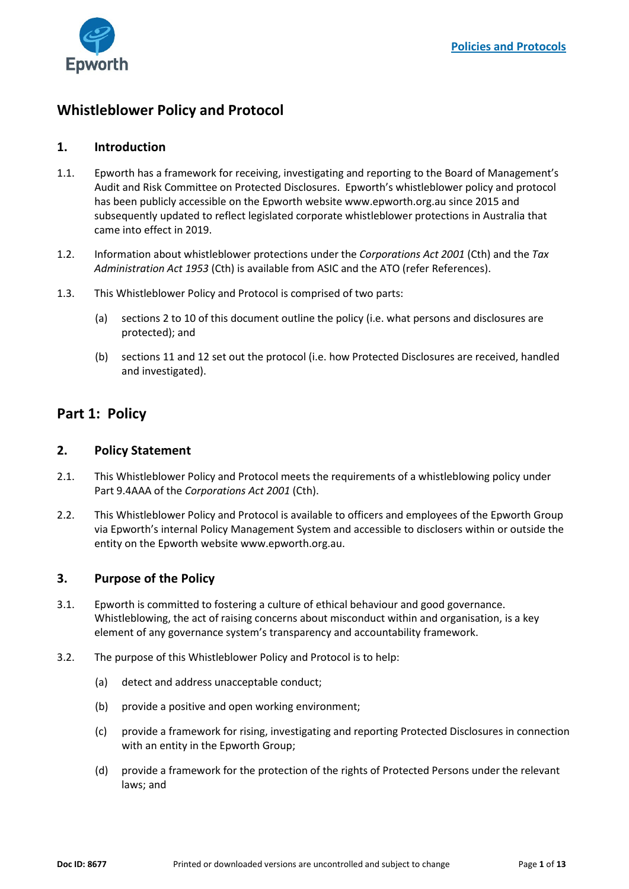# Whistleblower Policy and Protocol

## 1. Introduction

1.1. Epworth has a framework for receiving, investigating and reporting to the Board of Management's Audit and Risk Committee on Protected Disclosures. Epworth's whistleblower policy and protocol has been publicly accessible on the Epworth website www.epworth.org.au since 2015 and subsequently updated to reflect legislated corporate whistleblower protections in Australia that came into effect in 2019.

1.2. Information about whistleblower protections under the *Corporations Act 2001* (Cth) and the *Tax Administration Act 1953* (Cth) is available from ASIC and the ATO (refer References).

1.3. This Whistleblower Policy and Protocol is comprised of two parts:

(a) sections 2 to 10 of this document outline the policy (i.e. what persons and disclosures are protected); and

(b) sections 11 and 12 set out the protocol (i.e. how Protected Disclosures are received, handled and investigated).

# Part 1: Policy

## 2. Policy Statement

2.1. This Whistleblower Policy and Protocol meets the requirements of a whistleblowing policy under Part 9.4AAA of the *Corporations Act 2001* (Cth).

2.2. This Whistleblower Policy and Protocol is available to officers and employees of the Epworth Group via Epworth's internal Policy Management System and accessible to disclosers within or outside the entity on the Epworth website www.epworth.org.au.

## 3. Purpose of the Policy

3.1. Epworth is committed to fostering a culture of ethical behaviour and good governance. Whistleblowing, the act of raising concerns about misconduct within and organisation, is a key element of any governance system's transparency and accountability framework.

3.2. The purpose of this Whistleblower Policy and Protocol is to help:

(a) detect and address unacceptable conduct;

(b) provide a positive and open working environment;

(c) provide a framework for rising, investigating and reporting Protected Disclosures in connection with an entity in the Epworth Group;

(d) provide a framework for the protection of the rights of Protected Persons under the relevant laws; and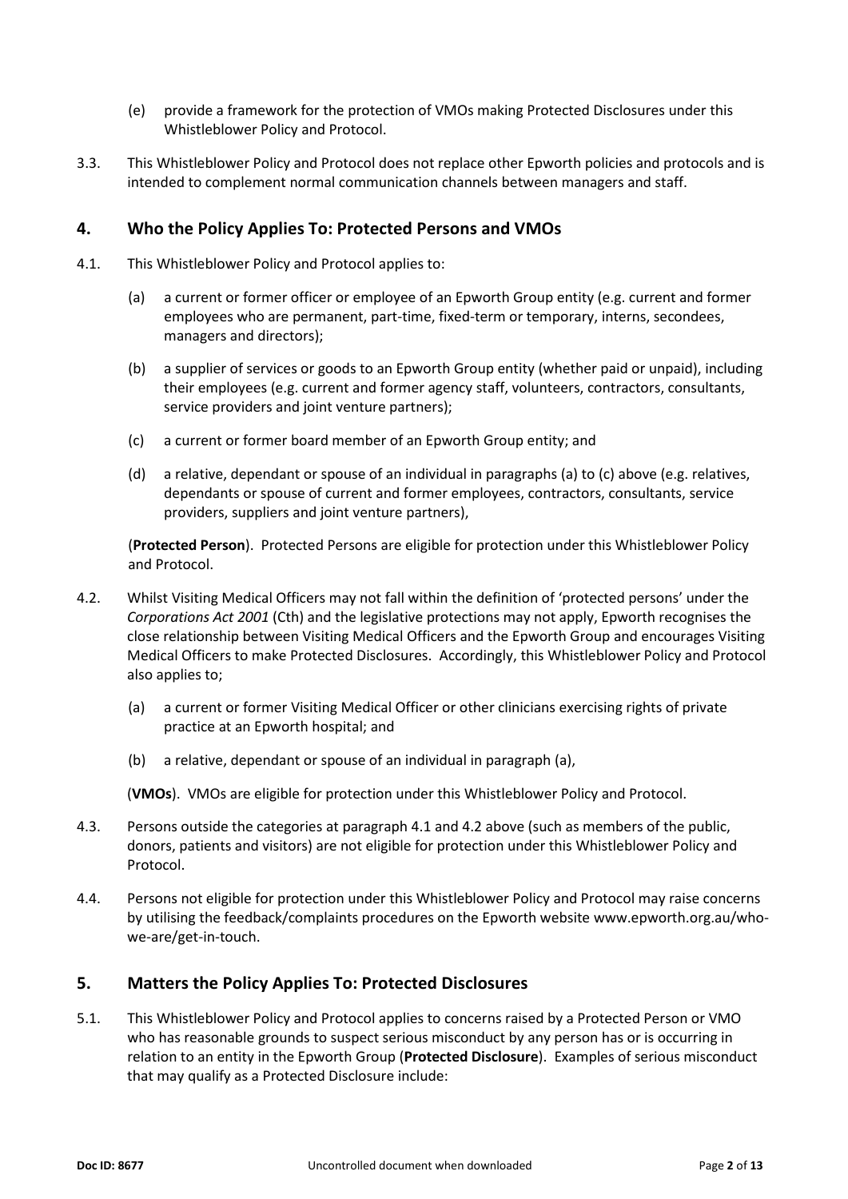(e) provide a framework for the protection of VMOs making Protected Disclosures under this Whistleblower Policy and Protocol.

3.3. This Whistleblower Policy and Protocol does not replace other Epworth policies and protocols and is intended to complement normal communication channels between managers and staff.

## 4. Who the Policy Applies To: Protected Persons and VMOs

4.1. This Whistleblower Policy and Protocol applies to:

(a) a current or former officer or employee of an Epworth Group entity (e.g. current and former employees who are permanent, part-time, fixed-term or temporary, interns, secondees, managers and directors);

(b) a supplier of services or goods to an Epworth Group entity (whether paid or unpaid), including their employees (e.g. current and former agency staff, volunteers, contractors, consultants, service providers and joint venture partners);

(c) a current or former board member of an Epworth Group entity; and

(d) a relative, dependant or spouse of an individual in paragraphs (a) to (c) above (e.g. relatives, dependants or spouse of current and former employees, contractors, consultants, service providers, suppliers and joint venture partners),

(**Protected Person**). Protected Persons are eligible for protection under this Whistleblower Policy and Protocol.

4.2. Whilst Visiting Medical Officers may not fall within the definition of 'protected persons' under the *Corporations Act 2001* (Cth) and the legislative protections may not apply, Epworth recognises the close relationship between Visiting Medical Officers and the Epworth Group and encourages Visiting Medical Officers to make Protected Disclosures. Accordingly, this Whistleblower Policy and Protocol also applies to;

(a) a current or former Visiting Medical Officer or other clinicians exercising rights of private practice at an Epworth hospital; and

(b) a relative, dependant or spouse of an individual in paragraph (a),

(**VMOs**). VMOs are eligible for protection under this Whistleblower Policy and Protocol.

4.3. Persons outside the categories at paragraph 4.1 and 4.2 above (such as members of the public, donors, patients and visitors) are not eligible for protection under this Whistleblower Policy and Protocol.

4.4. Persons not eligible for protection under this Whistleblower Policy and Protocol may raise concerns by utilising the feedback/complaints procedures on the Epworth website www.epworth.org.au/who-we-are/get-in-touch.

## 5. Matters the Policy Applies To: Protected Disclosures

5.1. This Whistleblower Policy and Protocol applies to concerns raised by a Protected Person or VMO who has reasonable grounds to suspect serious misconduct by any person has or is occurring in relation to an entity in the Epworth Group (**Protected Disclosure**). Examples of serious misconduct that may qualify as a Protected Disclosure include: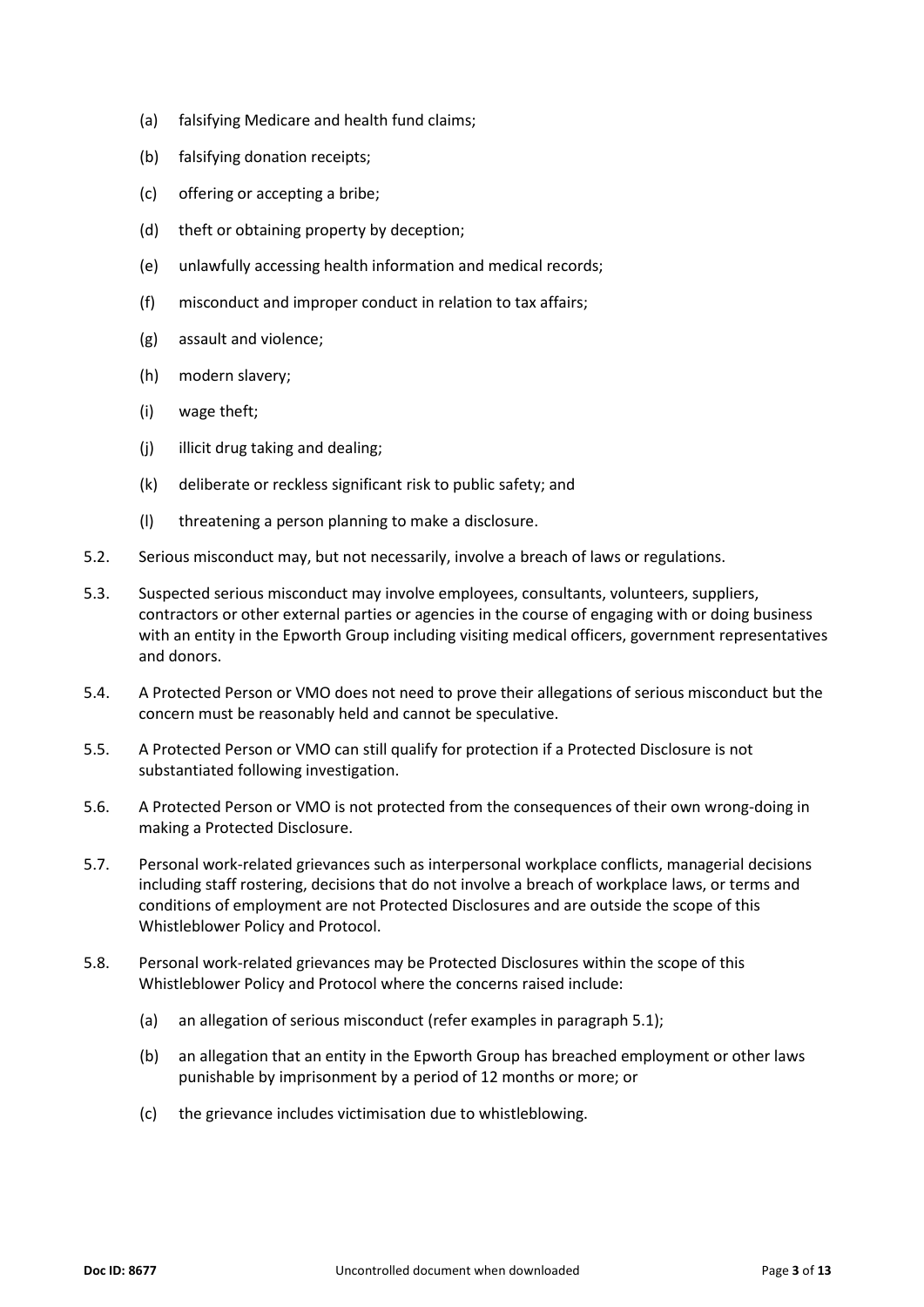(a) falsifying Medicare and health fund claims;

(b) falsifying donation receipts;

(c) offering or accepting a bribe;

(d) theft or obtaining property by deception;

(e) unlawfully accessing health information and medical records;

(f) misconduct and improper conduct in relation to tax affairs;

(g) assault and violence;

(h) modern slavery;

(i) wage theft;

(j) illicit drug taking and dealing;

(k) deliberate or reckless significant risk to public safety; and

(l) threatening a person planning to make a disclosure.

5.2. Serious misconduct may, but not necessarily, involve a breach of laws or regulations.

5.3. Suspected serious misconduct may involve employees, consultants, volunteers, suppliers, contractors or other external parties or agencies in the course of engaging with or doing business with an entity in the Epworth Group including visiting medical officers, government representatives and donors.

5.4. A Protected Person or VMO does not need to prove their allegations of serious misconduct but the concern must be reasonably held and cannot be speculative.

5.5. A Protected Person or VMO can still qualify for protection if a Protected Disclosure is not substantiated following investigation.

5.6. A Protected Person or VMO is not protected from the consequences of their own wrong-doing in making a Protected Disclosure.

5.7. Personal work-related grievances such as interpersonal workplace conflicts, managerial decisions including staff rostering, decisions that do not involve a breach of workplace laws, or terms and conditions of employment are not Protected Disclosures and are outside the scope of this Whistleblower Policy and Protocol.

5.8. Personal work-related grievances may be Protected Disclosures within the scope of this Whistleblower Policy and Protocol where the concerns raised include:

(a) an allegation of serious misconduct (refer examples in paragraph 5.1);

(b) an allegation that an entity in the Epworth Group has breached employment or other laws punishable by imprisonment by a period of 12 months or more; or

(c) the grievance includes victimisation due to whistleblowing.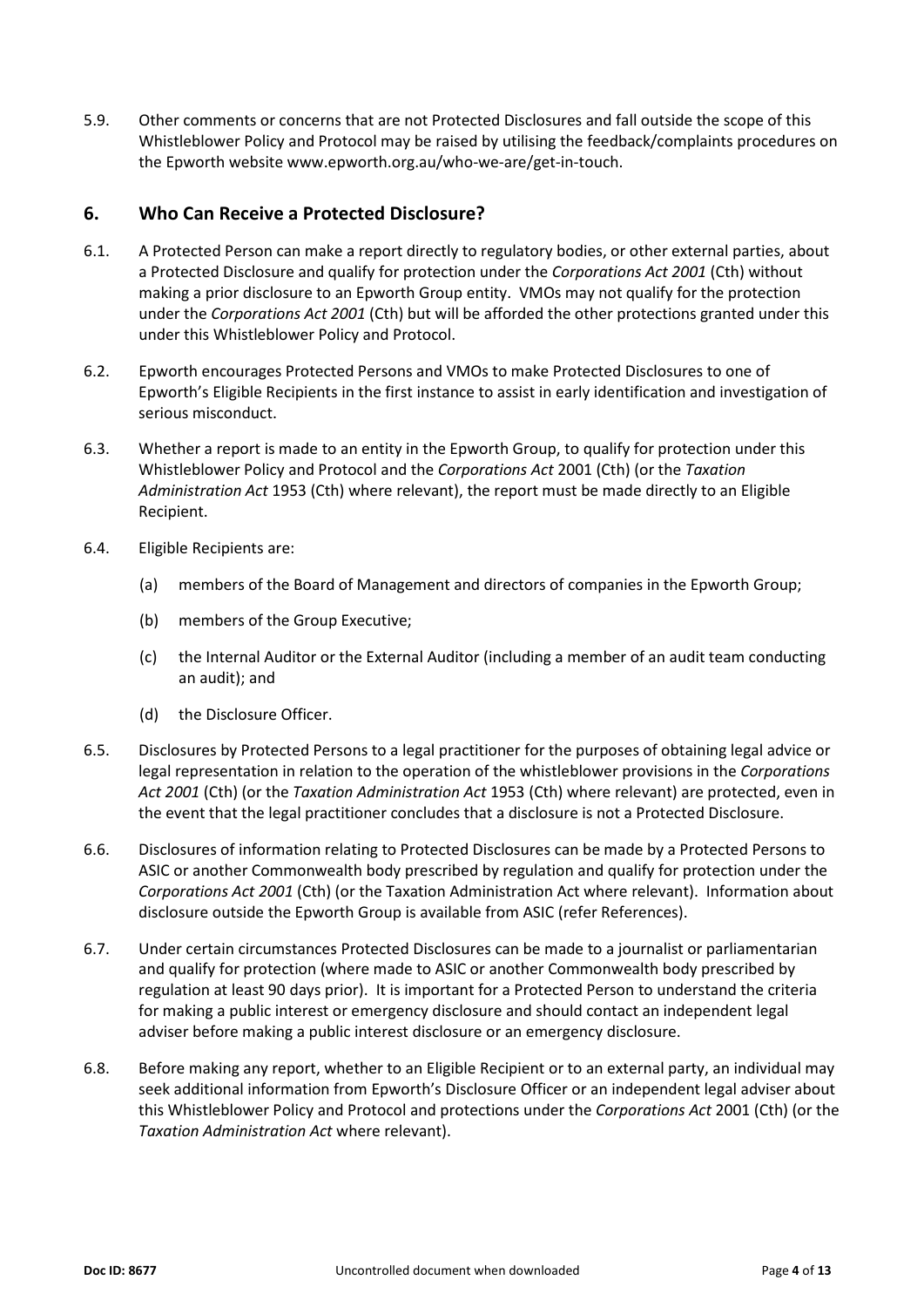5.9. Other comments or concerns that are not Protected Disclosures and fall outside the scope of this Whistleblower Policy and Protocol may be raised by utilising the feedback/complaints procedures on the Epworth website www.epworth.org.au/who-we-are/get-in-touch.

## 6. Who Can Receive a Protected Disclosure?

6.1. A Protected Person can make a report directly to regulatory bodies, or other external parties, about a Protected Disclosure and qualify for protection under the *Corporations Act 2001* (Cth) without making a prior disclosure to an Epworth Group entity. VMOs may not qualify for the protection under the *Corporations Act 2001* (Cth) but will be afforded the other protections granted under this under this Whistleblower Policy and Protocol.

6.2. Epworth encourages Protected Persons and VMOs to make Protected Disclosures to one of Epworth's Eligible Recipients in the first instance to assist in early identification and investigation of serious misconduct.

6.3. Whether a report is made to an entity in the Epworth Group, to qualify for protection under this Whistleblower Policy and Protocol and the *Corporations Act* 2001 (Cth) (or the *Taxation Administration Act* 1953 (Cth) where relevant), the report must be made directly to an Eligible Recipient.

6.4. Eligible Recipients are:

(a) members of the Board of Management and directors of companies in the Epworth Group;

(b) members of the Group Executive;

(c) the Internal Auditor or the External Auditor (including a member of an audit team conducting an audit); and

(d) the Disclosure Officer.

6.5. Disclosures by Protected Persons to a legal practitioner for the purposes of obtaining legal advice or legal representation in relation to the operation of the whistleblower provisions in the *Corporations Act 2001* (Cth) (or the *Taxation Administration Act* 1953 (Cth) where relevant) are protected, even in the event that the legal practitioner concludes that a disclosure is not a Protected Disclosure.

6.6. Disclosures of information relating to Protected Disclosures can be made by a Protected Persons to ASIC or another Commonwealth body prescribed by regulation and qualify for protection under the *Corporations Act 2001* (Cth) (or the Taxation Administration Act where relevant). Information about disclosure outside the Epworth Group is available from ASIC (refer References).

6.7. Under certain circumstances Protected Disclosures can be made to a journalist or parliamentarian and qualify for protection (where made to ASIC or another Commonwealth body prescribed by regulation at least 90 days prior). It is important for a Protected Person to understand the criteria for making a public interest or emergency disclosure and should contact an independent legal adviser before making a public interest disclosure or an emergency disclosure.

6.8. Before making any report, whether to an Eligible Recipient or to an external party, an individual may seek additional information from Epworth's Disclosure Officer or an independent legal adviser about this Whistleblower Policy and Protocol and protections under the *Corporations Act* 2001 (Cth) (or the *Taxation Administration Act* where relevant).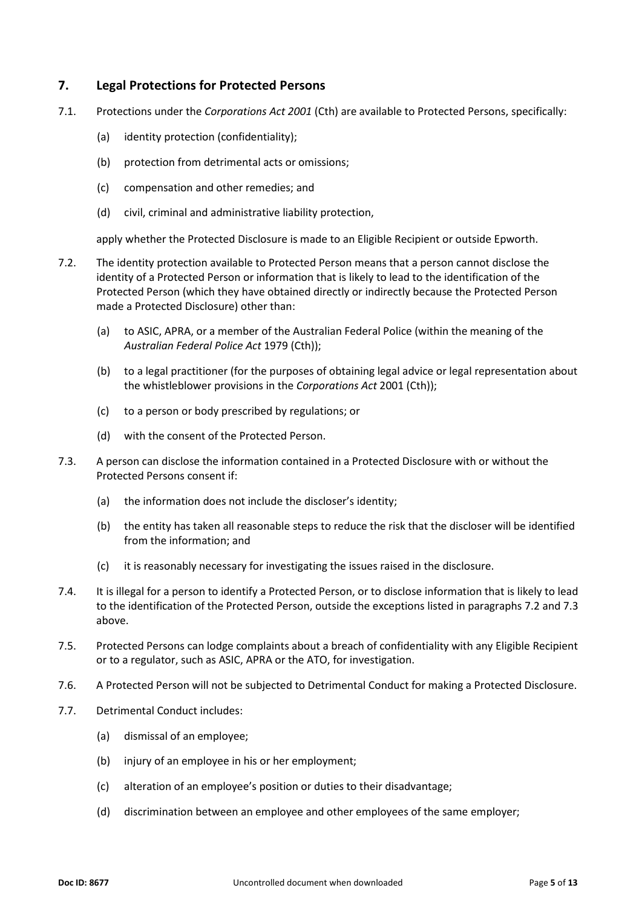## 7. Legal Protections for Protected Persons

7.1. Protections under the *Corporations Act 2001* (Cth) are available to Protected Persons, specifically:

(a) identity protection (confidentiality);

(b) protection from detrimental acts or omissions;

(c) compensation and other remedies; and

(d) civil, criminal and administrative liability protection,

apply whether the Protected Disclosure is made to an Eligible Recipient or outside Epworth.

7.2. The identity protection available to Protected Person means that a person cannot disclose the identity of a Protected Person or information that is likely to lead to the identification of the Protected Person (which they have obtained directly or indirectly because the Protected Person made a Protected Disclosure) other than:

(a) to ASIC, APRA, or a member of the Australian Federal Police (within the meaning of the *Australian Federal Police Act* 1979 (Cth));

(b) to a legal practitioner (for the purposes of obtaining legal advice or legal representation about the whistleblower provisions in the *Corporations Act* 2001 (Cth));

(c) to a person or body prescribed by regulations; or

(d) with the consent of the Protected Person.

7.3. A person can disclose the information contained in a Protected Disclosure with or without the Protected Persons consent if:

(a) the information does not include the discloser's identity;

(b) the entity has taken all reasonable steps to reduce the risk that the discloser will be identified from the information; and

(c) it is reasonably necessary for investigating the issues raised in the disclosure.

7.4. It is illegal for a person to identify a Protected Person, or to disclose information that is likely to lead to the identification of the Protected Person, outside the exceptions listed in paragraphs 7.2 and 7.3 above.

7.5. Protected Persons can lodge complaints about a breach of confidentiality with any Eligible Recipient or to a regulator, such as ASIC, APRA or the ATO, for investigation.

7.6. A Protected Person will not be subjected to Detrimental Conduct for making a Protected Disclosure.

7.7. Detrimental Conduct includes:

(a) dismissal of an employee;

(b) injury of an employee in his or her employment;

(c) alteration of an employee's position or duties to their disadvantage;

(d) discrimination between an employee and other employees of the same employer;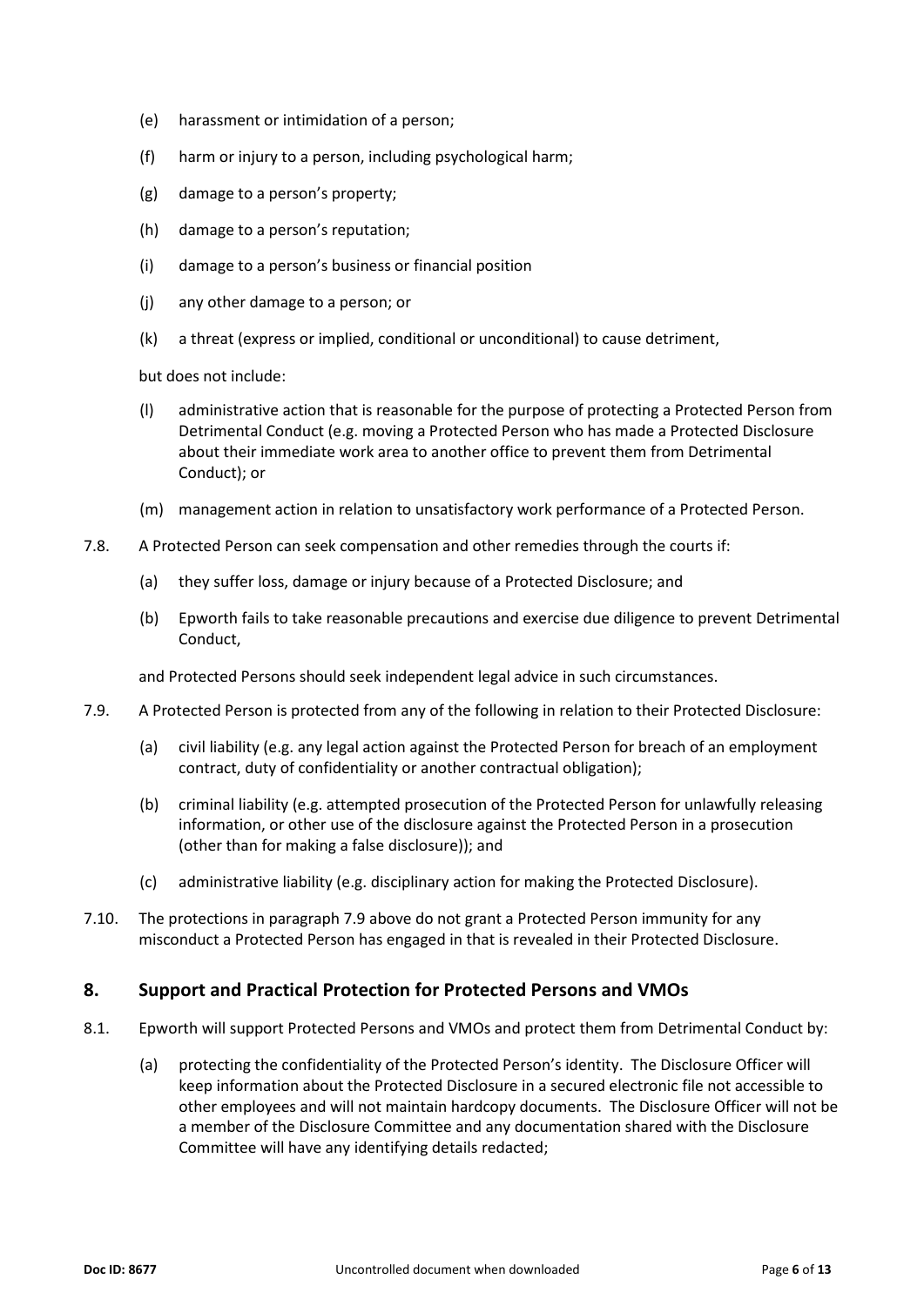- (e) harassment or intimidation of a person;
- (f) harm or injury to a person, including psychological harm;
- (g) damage to a person's property;
- (h) damage to a person's reputation;
- (i) damage to a person's business or financial position
- (j) any other damage to a person; or
- (k) a threat (express or implied, conditional or unconditional) to cause detriment,

but does not include:

- (l) administrative action that is reasonable for the purpose of protecting a Protected Person from Detrimental Conduct (e.g. moving a Protected Person who has made a Protected Disclosure about their immediate work area to another office to prevent them from Detrimental Conduct); or
- (m) management action in relation to unsatisfactory work performance of a Protected Person.

7.8. A Protected Person can seek compensation and other remedies through the courts if:

- (a) they suffer loss, damage or injury because of a Protected Disclosure; and
- (b) Epworth fails to take reasonable precautions and exercise due diligence to prevent Detrimental Conduct,

and Protected Persons should seek independent legal advice in such circumstances.

7.9. A Protected Person is protected from any of the following in relation to their Protected Disclosure:

- (a) civil liability (e.g. any legal action against the Protected Person for breach of an employment contract, duty of confidentiality or another contractual obligation);
- (b) criminal liability (e.g. attempted prosecution of the Protected Person for unlawfully releasing information, or other use of the disclosure against the Protected Person in a prosecution (other than for making a false disclosure)); and
- (c) administrative liability (e.g. disciplinary action for making the Protected Disclosure).

7.10. The protections in paragraph 7.9 above do not grant a Protected Person immunity for any misconduct a Protected Person has engaged in that is revealed in their Protected Disclosure.

## 8. Support and Practical Protection for Protected Persons and VMOs

8.1. Epworth will support Protected Persons and VMOs and protect them from Detrimental Conduct by:

- (a) protecting the confidentiality of the Protected Person's identity. The Disclosure Officer will keep information about the Protected Disclosure in a secured electronic file not accessible to other employees and will not maintain hardcopy documents. The Disclosure Officer will not be a member of the Disclosure Committee and any documentation shared with the Disclosure Committee will have any identifying details redacted;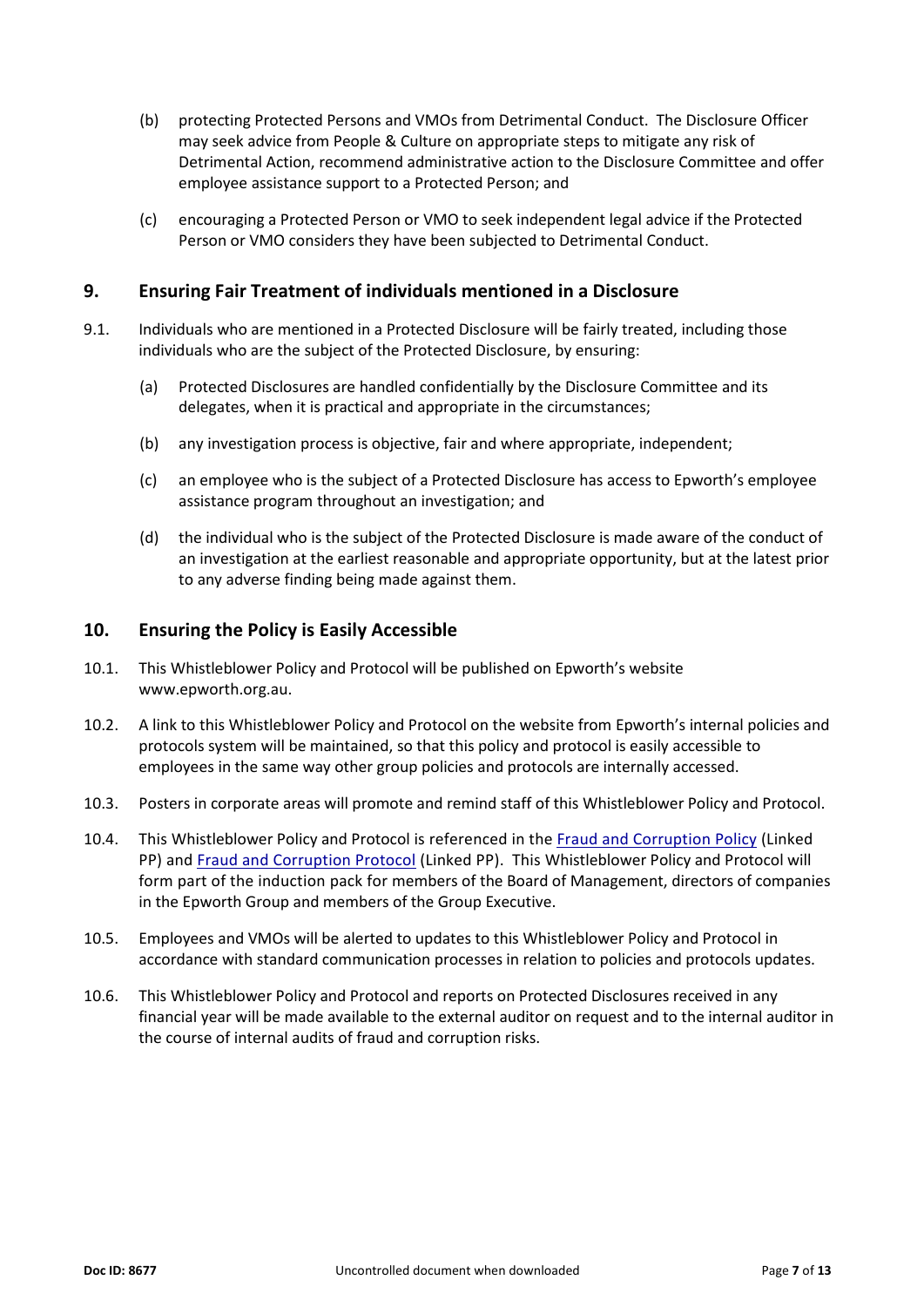(b) protecting Protected Persons and VMOs from Detrimental Conduct. The Disclosure Officer may seek advice from People & Culture on appropriate steps to mitigate any risk of Detrimental Action, recommend administrative action to the Disclosure Committee and offer employee assistance support to a Protected Person; and

(c) encouraging a Protected Person or VMO to seek independent legal advice if the Protected Person or VMO considers they have been subjected to Detrimental Conduct.

## 9. Ensuring Fair Treatment of individuals mentioned in a Disclosure

9.1. Individuals who are mentioned in a Protected Disclosure will be fairly treated, including those individuals who are the subject of the Protected Disclosure, by ensuring:

(a) Protected Disclosures are handled confidentially by the Disclosure Committee and its delegates, when it is practical and appropriate in the circumstances;

(b) any investigation process is objective, fair and where appropriate, independent;

(c) an employee who is the subject of a Protected Disclosure has access to Epworth's employee assistance program throughout an investigation; and

(d) the individual who is the subject of the Protected Disclosure is made aware of the conduct of an investigation at the earliest reasonable and appropriate opportunity, but at the latest prior to any adverse finding being made against them.

## 10. Ensuring the Policy is Easily Accessible

10.1. This Whistleblower Policy and Protocol will be published on Epworth's website www.epworth.org.au.

10.2. A link to this Whistleblower Policy and Protocol on the website from Epworth's internal policies and protocols system will be maintained, so that this policy and protocol is easily accessible to employees in the same way other group policies and protocols are internally accessed.

10.3. Posters in corporate areas will promote and remind staff of this Whistleblower Policy and Protocol.

10.4. This Whistleblower Policy and Protocol is referenced in the Fraud and Corruption Policy (Linked PP) and Fraud and Corruption Protocol (Linked PP). This Whistleblower Policy and Protocol will form part of the induction pack for members of the Board of Management, directors of companies in the Epworth Group and members of the Group Executive.

10.5. Employees and VMOs will be alerted to updates to this Whistleblower Policy and Protocol in accordance with standard communication processes in relation to policies and protocols updates.

10.6. This Whistleblower Policy and Protocol and reports on Protected Disclosures received in any financial year will be made available to the external auditor on request and to the internal auditor in the course of internal audits of fraud and corruption risks.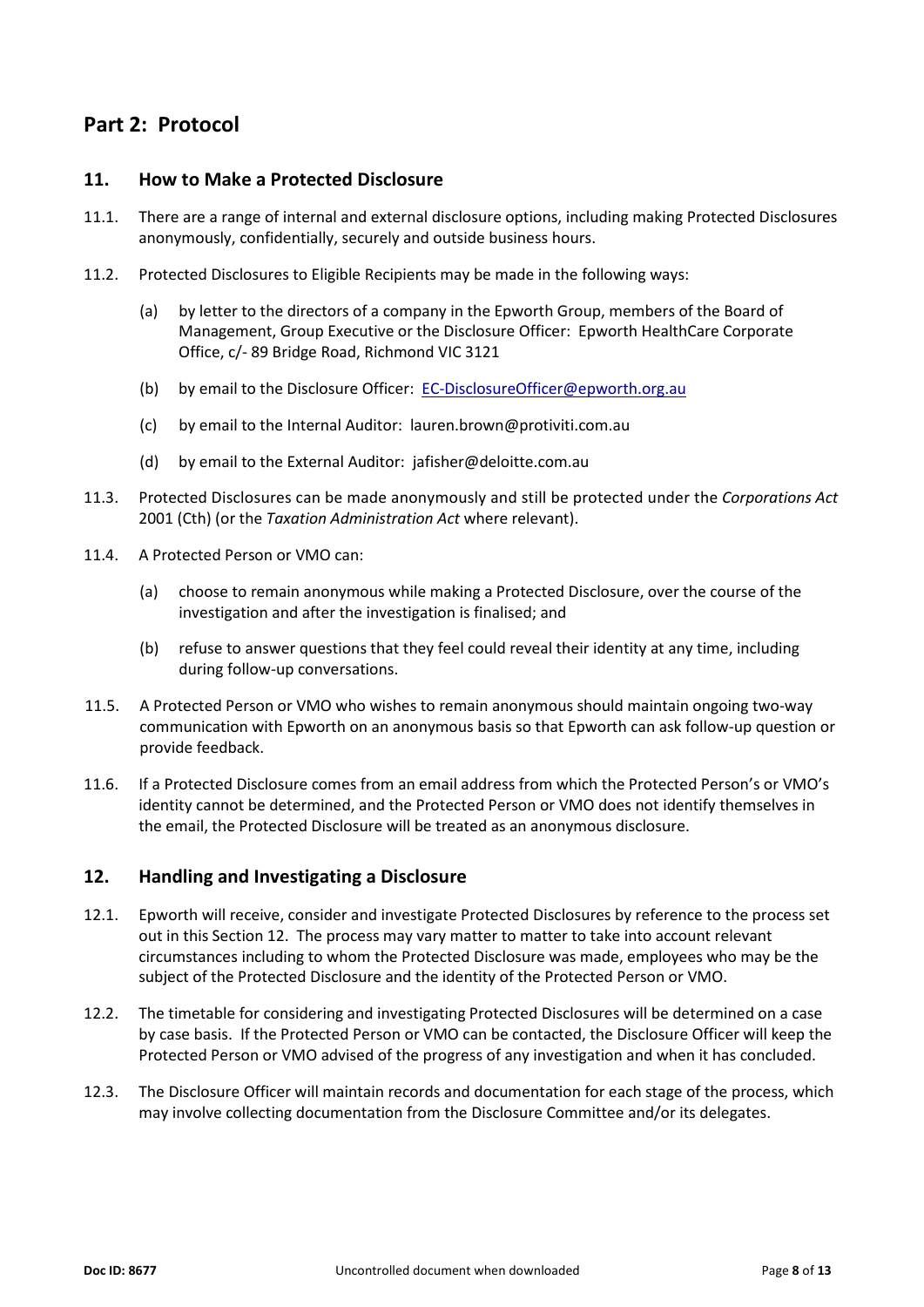# Part 2: Protocol

## 11. How to Make a Protected Disclosure

11.1. There are a range of internal and external disclosure options, including making Protected Disclosures anonymously, confidentially, securely and outside business hours.

11.2. Protected Disclosures to Eligible Recipients may be made in the following ways:

(a) by letter to the directors of a company in the Epworth Group, members of the Board of Management, Group Executive or the Disclosure Officer: Epworth HealthCare Corporate Office, c/- 89 Bridge Road, Richmond VIC 3121

(b) by email to the Disclosure Officer: EC-DisclosureOfficer@epworth.org.au

(c) by email to the Internal Auditor: lauren.brown@protiviti.com.au

(d) by email to the External Auditor: jafisher@deloitte.com.au

11.3. Protected Disclosures can be made anonymously and still be protected under the *Corporations Act* 2001 (Cth) (or the *Taxation Administration Act* where relevant).

11.4. A Protected Person or VMO can:

(a) choose to remain anonymous while making a Protected Disclosure, over the course of the investigation and after the investigation is finalised; and

(b) refuse to answer questions that they feel could reveal their identity at any time, including during follow-up conversations.

11.5. A Protected Person or VMO who wishes to remain anonymous should maintain ongoing two-way communication with Epworth on an anonymous basis so that Epworth can ask follow-up question or provide feedback.

11.6. If a Protected Disclosure comes from an email address from which the Protected Person's or VMO's identity cannot be determined, and the Protected Person or VMO does not identify themselves in the email, the Protected Disclosure will be treated as an anonymous disclosure.

## 12. Handling and Investigating a Disclosure

12.1. Epworth will receive, consider and investigate Protected Disclosures by reference to the process set out in this Section 12. The process may vary matter to matter to take into account relevant circumstances including to whom the Protected Disclosure was made, employees who may be the subject of the Protected Disclosure and the identity of the Protected Person or VMO.

12.2. The timetable for considering and investigating Protected Disclosures will be determined on a case by case basis. If the Protected Person or VMO can be contacted, the Disclosure Officer will keep the Protected Person or VMO advised of the progress of any investigation and when it has concluded.

12.3. The Disclosure Officer will maintain records and documentation for each stage of the process, which may involve collecting documentation from the Disclosure Committee and/or its delegates.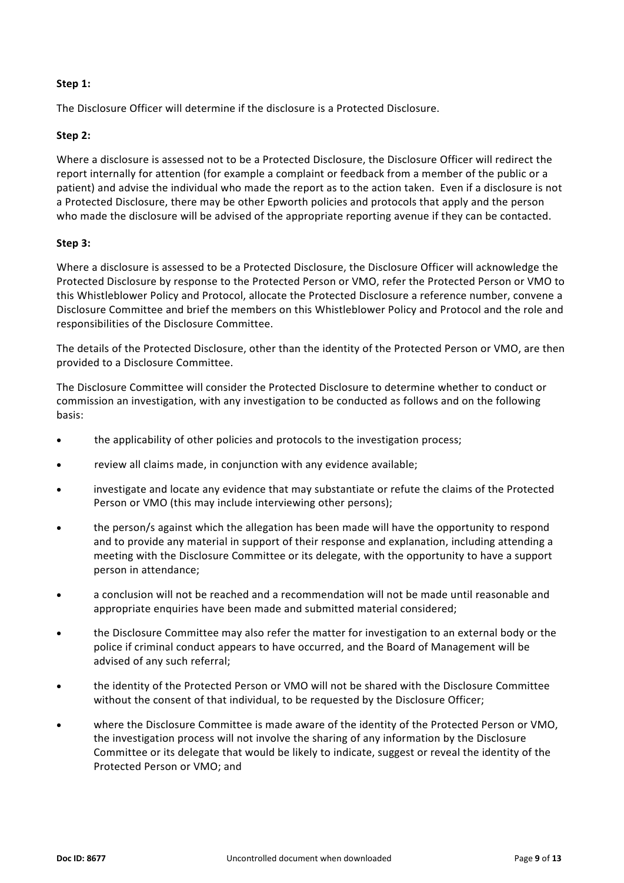**Step 1:**

The Disclosure Officer will determine if the disclosure is a Protected Disclosure.

**Step 2:**

Where a disclosure is assessed not to be a Protected Disclosure, the Disclosure Officer will redirect the report internally for attention (for example a complaint or feedback from a member of the public or a patient) and advise the individual who made the report as to the action taken. Even if a disclosure is not a Protected Disclosure, there may be other Epworth policies and protocols that apply and the person who made the disclosure will be advised of the appropriate reporting avenue if they can be contacted.

**Step 3:**

Where a disclosure is assessed to be a Protected Disclosure, the Disclosure Officer will acknowledge the Protected Disclosure by response to the Protected Person or VMO, refer the Protected Person or VMO to this Whistleblower Policy and Protocol, allocate the Protected Disclosure a reference number, convene a Disclosure Committee and brief the members on this Whistleblower Policy and Protocol and the role and responsibilities of the Disclosure Committee.

The details of the Protected Disclosure, other than the identity of the Protected Person or VMO, are then provided to a Disclosure Committee.

The Disclosure Committee will consider the Protected Disclosure to determine whether to conduct or commission an investigation, with any investigation to be conducted as follows and on the following basis:

- the applicability of other policies and protocols to the investigation process;
- review all claims made, in conjunction with any evidence available;
- investigate and locate any evidence that may substantiate or refute the claims of the Protected Person or VMO (this may include interviewing other persons);
- the person/s against which the allegation has been made will have the opportunity to respond and to provide any material in support of their response and explanation, including attending a meeting with the Disclosure Committee or its delegate, with the opportunity to have a support person in attendance;
- a conclusion will not be reached and a recommendation will not be made until reasonable and appropriate enquiries have been made and submitted material considered;
- the Disclosure Committee may also refer the matter for investigation to an external body or the police if criminal conduct appears to have occurred, and the Board of Management will be advised of any such referral;
- the identity of the Protected Person or VMO will not be shared with the Disclosure Committee without the consent of that individual, to be requested by the Disclosure Officer;
- where the Disclosure Committee is made aware of the identity of the Protected Person or VMO, the investigation process will not involve the sharing of any information by the Disclosure Committee or its delegate that would be likely to indicate, suggest or reveal the identity of the Protected Person or VMO; and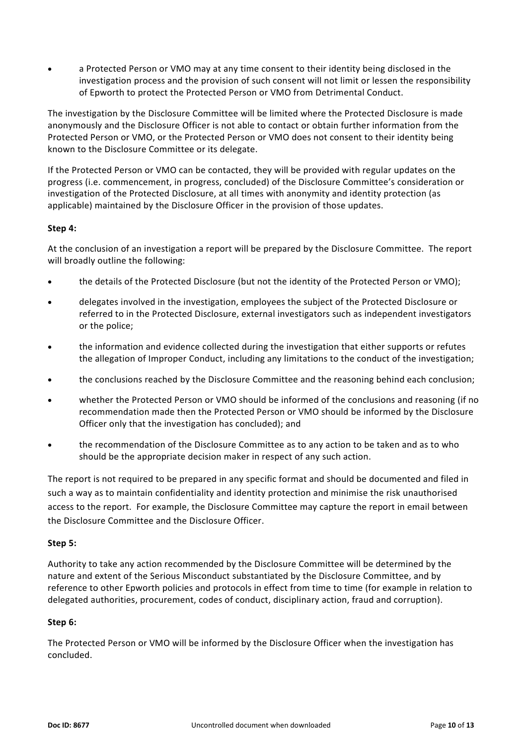- a Protected Person or VMO may at any time consent to their identity being disclosed in the investigation process and the provision of such consent will not limit or lessen the responsibility of Epworth to protect the Protected Person or VMO from Detrimental Conduct.

The investigation by the Disclosure Committee will be limited where the Protected Disclosure is made anonymously and the Disclosure Officer is not able to contact or obtain further information from the Protected Person or VMO, or the Protected Person or VMO does not consent to their identity being known to the Disclosure Committee or its delegate.

If the Protected Person or VMO can be contacted, they will be provided with regular updates on the progress (i.e. commencement, in progress, concluded) of the Disclosure Committee's consideration or investigation of the Protected Disclosure, at all times with anonymity and identity protection (as applicable) maintained by the Disclosure Officer in the provision of those updates.

**Step 4:**

At the conclusion of an investigation a report will be prepared by the Disclosure Committee. The report will broadly outline the following:

- the details of the Protected Disclosure (but not the identity of the Protected Person or VMO);
- delegates involved in the investigation, employees the subject of the Protected Disclosure or referred to in the Protected Disclosure, external investigators such as independent investigators or the police;
- the information and evidence collected during the investigation that either supports or refutes the allegation of Improper Conduct, including any limitations to the conduct of the investigation;
- the conclusions reached by the Disclosure Committee and the reasoning behind each conclusion;
- whether the Protected Person or VMO should be informed of the conclusions and reasoning (if no recommendation made then the Protected Person or VMO should be informed by the Disclosure Officer only that the investigation has concluded); and
- the recommendation of the Disclosure Committee as to any action to be taken and as to who should be the appropriate decision maker in respect of any such action.

The report is not required to be prepared in any specific format and should be documented and filed in such a way as to maintain confidentiality and identity protection and minimise the risk unauthorised access to the report. For example, the Disclosure Committee may capture the report in email between the Disclosure Committee and the Disclosure Officer.

**Step 5:**

Authority to take any action recommended by the Disclosure Committee will be determined by the nature and extent of the Serious Misconduct substantiated by the Disclosure Committee, and by reference to other Epworth policies and protocols in effect from time to time (for example in relation to delegated authorities, procurement, codes of conduct, disciplinary action, fraud and corruption).

**Step 6:**

The Protected Person or VMO will be informed by the Disclosure Officer when the investigation has concluded.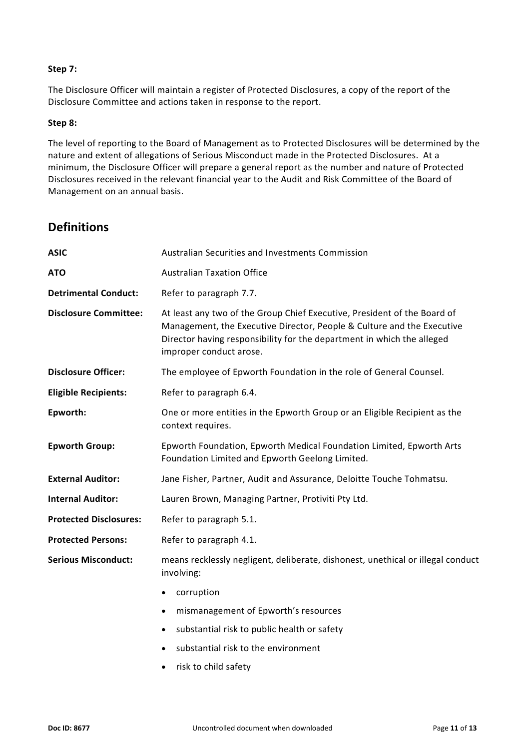**Step 7:**

The Disclosure Officer will maintain a register of Protected Disclosures, a copy of the report of the Disclosure Committee and actions taken in response to the report.

**Step 8:**

The level of reporting to the Board of Management as to Protected Disclosures will be determined by the nature and extent of allegations of Serious Misconduct made in the Protected Disclosures. At a minimum, the Disclosure Officer will prepare a general report as the number and nature of Protected Disclosures received in the relevant financial year to the Audit and Risk Committee of the Board of Management on an annual basis.

## Definitions

| | |
|---|---|
| **ASIC** | Australian Securities and Investments Commission |
| **ATO** | Australian Taxation Office |
| **Detrimental Conduct:** | Refer to paragraph 7.7. |
| **Disclosure Committee:** | At least any two of the Group Chief Executive, President of the Board of Management, the Executive Director, People & Culture and the Executive Director having responsibility for the department in which the alleged improper conduct arose. |
| **Disclosure Officer:** | The employee of Epworth Foundation in the role of General Counsel. |
| **Eligible Recipients:** | Refer to paragraph 6.4. |
| **Epworth:** | One or more entities in the Epworth Group or an Eligible Recipient as the context requires. |
| **Epworth Group:** | Epworth Foundation, Epworth Medical Foundation Limited, Epworth Arts Foundation Limited and Epworth Geelong Limited. |
| **External Auditor:** | Jane Fisher, Partner, Audit and Assurance, Deloitte Touche Tohmatsu. |
| **Internal Auditor:** | Lauren Brown, Managing Partner, Protiviti Pty Ltd. |
| **Protected Disclosures:** | Refer to paragraph 5.1. |
| **Protected Persons:** | Refer to paragraph 4.1. |
| **Serious Misconduct:** | means recklessly negligent, deliberate, dishonest, unethical or illegal conduct involving:<br>• corruption<br>• mismanagement of Epworth's resources<br>• substantial risk to public health or safety<br>• substantial risk to the environment<br>• risk to child safety |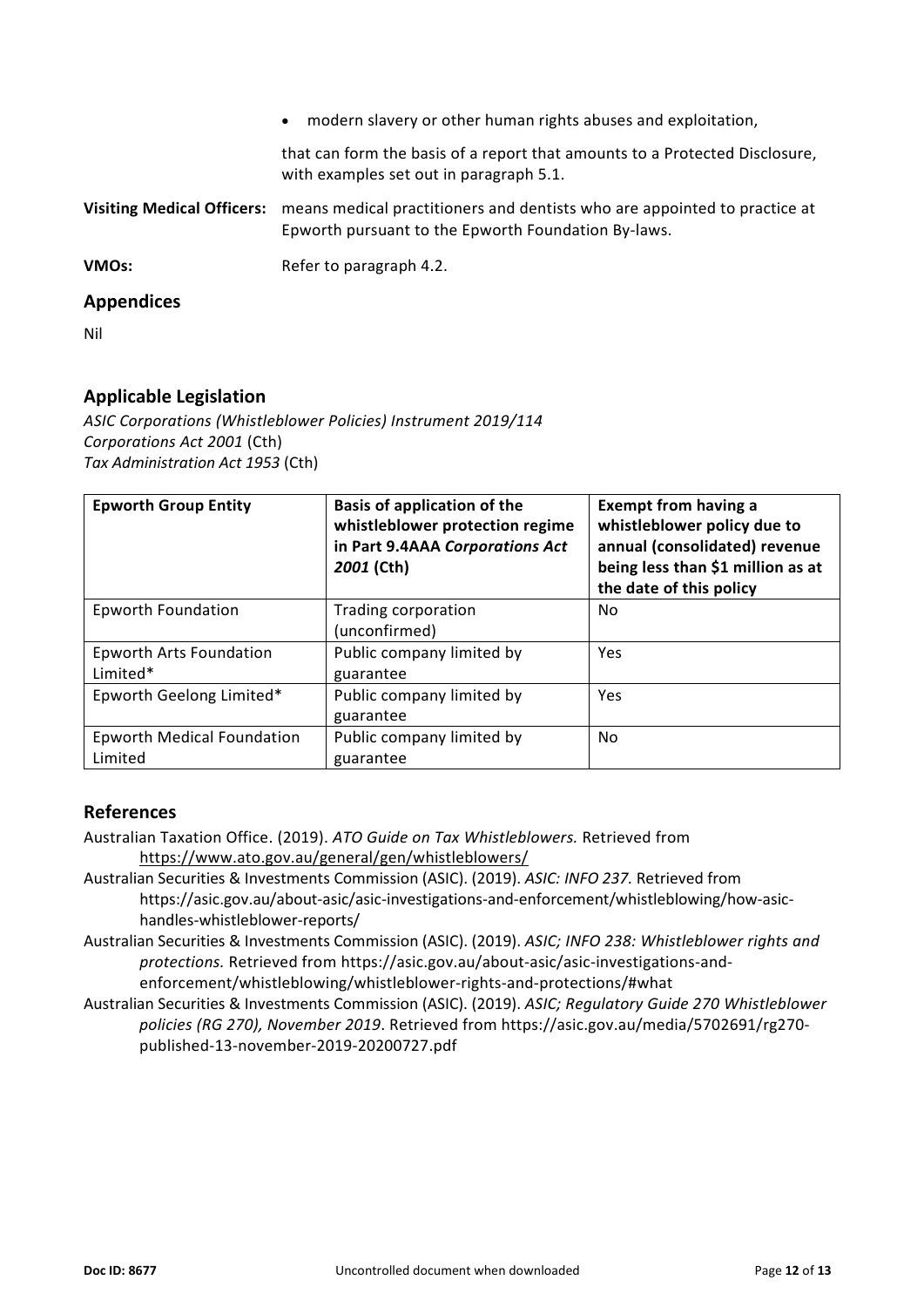- modern slavery or other human rights abuses and exploitation,

that can form the basis of a report that amounts to a Protected Disclosure, with examples set out in paragraph 5.1.

**Visiting Medical Officers:** means medical practitioners and dentists who are appointed to practice at Epworth pursuant to the Epworth Foundation By-laws.

**VMOs:** Refer to paragraph 4.2.

## Appendices

Nil

## Applicable Legislation

*ASIC Corporations (Whistleblower Policies) Instrument 2019/114*
*Corporations Act 2001* (Cth)
*Tax Administration Act 1953* (Cth)

| Epworth Group Entity | Basis of application of the whistleblower protection regime in Part 9.4AAA *Corporations Act 2001* (Cth) | Exempt from having a whistleblower policy due to annual (consolidated) revenue being less than $1 million as at the date of this policy |
|---|---|---|
| Epworth Foundation | Trading corporation (unconfirmed) | No |
| Epworth Arts Foundation Limited* | Public company limited by guarantee | Yes |
| Epworth Geelong Limited* | Public company limited by guarantee | Yes |
| Epworth Medical Foundation Limited | Public company limited by guarantee | No |

## References

Australian Taxation Office. (2019). *ATO Guide on Tax Whistleblowers.* Retrieved from https://www.ato.gov.au/general/gen/whistleblowers/

Australian Securities & Investments Commission (ASIC). (2019). *ASIC: INFO 237.* Retrieved from https://asic.gov.au/about-asic/asic-investigations-and-enforcement/whistleblowing/how-asic-handles-whistleblower-reports/

Australian Securities & Investments Commission (ASIC). (2019). *ASIC; INFO 238: Whistleblower rights and protections.* Retrieved from https://asic.gov.au/about-asic/asic-investigations-and-enforcement/whistleblowing/whistleblower-rights-and-protections/#what

Australian Securities & Investments Commission (ASIC). (2019). *ASIC; Regulatory Guide 270 Whistleblower policies (RG 270), November 2019*. Retrieved from https://asic.gov.au/media/5702691/rg270-published-13-november-2019-20200727.pdf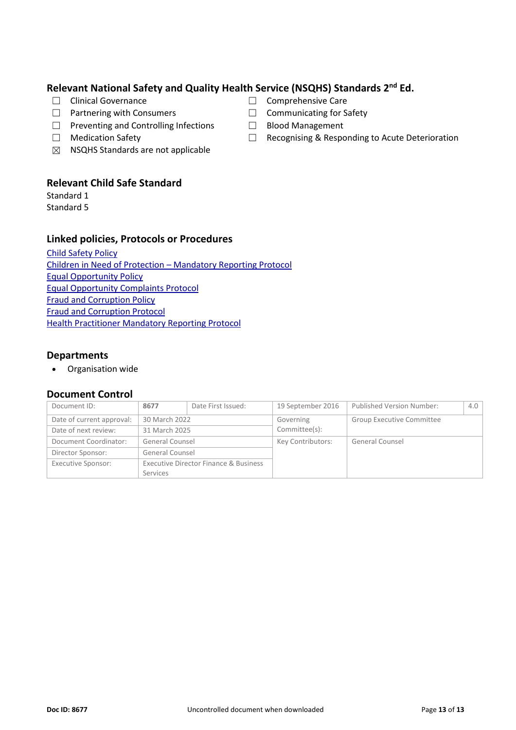## Relevant National Safety and Quality Health Service (NSQHS) Standards 2nd Ed.

- ☐ Clinical Governance
- ☐ Partnering with Consumers
- ☐ Preventing and Controlling Infections
- ☐ Medication Safety
- ☒ NSQHS Standards are not applicable
- ☐ Comprehensive Care
- ☐ Communicating for Safety
- ☐ Blood Management
- ☐ Recognising & Responding to Acute Deterioration

## Relevant Child Safe Standard

Standard 1
Standard 5

## Linked policies, Protocols or Procedures

Child Safety Policy
Children in Need of Protection – Mandatory Reporting Protocol
Equal Opportunity Policy
Equal Opportunity Complaints Protocol
Fraud and Corruption Policy
Fraud and Corruption Protocol
Health Practitioner Mandatory Reporting Protocol

## Departments

- Organisation wide

## Document Control

| | | | | | | |
|---|---|---|---|---|---|---|
| Document ID: | **8677** | Date First Issued: | 19 September 2016 | Published Version Number: | | 4.0 |
| Date of current approval: | 30 March 2022 | | Governing Committee(s): | Group Executive Committee | | |
| Date of next review: | 31 March 2025 | | | | | |
| Document Coordinator: | General Counsel | | Key Contributors: | General Counsel | | |
| Director Sponsor: | General Counsel | | | | | |
| Executive Sponsor: | Executive Director Finance & Business Services | | | | | |